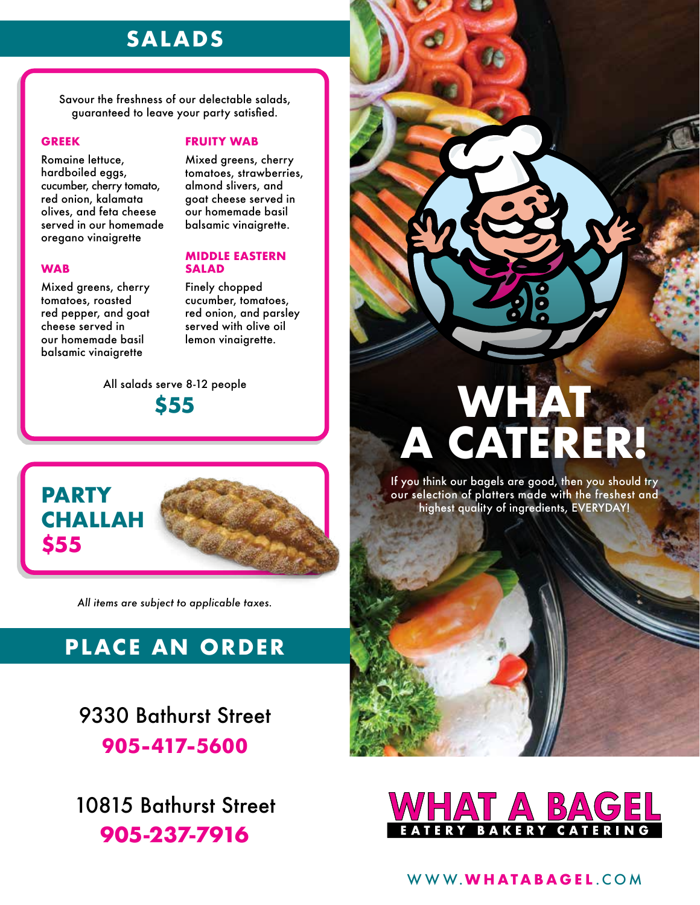## SALADS

Savour the freshness of our delectable salads, guaranteed to leave your party satisfied.

### GREEK

Romaine lettuce, hardboiled eggs, cucumber, cherry tomato, red onion, kalamata olives, and feta cheese served in our homemade oregano vinaigrette

### WAB

Mixed greens, cherry tomatoes, roasted red pepper, and goat cheese served in our homemade basil balsamic vinaigrette

### FRUITY WAB

Mixed greens, cherry tomatoes, strawberries, almond slivers, and goat cheese served in our homemade basil balsamic vinaigrette.

### MIDDLE EASTERN SALAD

Finely chopped cucumber, tomatoes, red onion, and parsley served with olive oil lemon vinaigrette.

All salads serve 8-12 people

**$55**

## PARTY CHALLAH

**$55**

*All items are subject to applicable taxes.*

## PLACE AN ORDER

9330 Bathurst Street
**905-417-5600**

10815 Bathurst Street
**905-237-7916**

# WHAT A CATERER!

If you think our bagels are good, then you should try our selection of platters made with the freshest and highest quality of ingredients, EVERYDAY!

**WHAT A BAGEL**
EATERY BAKERY CATERING

WWW.WHATABAGEL.COM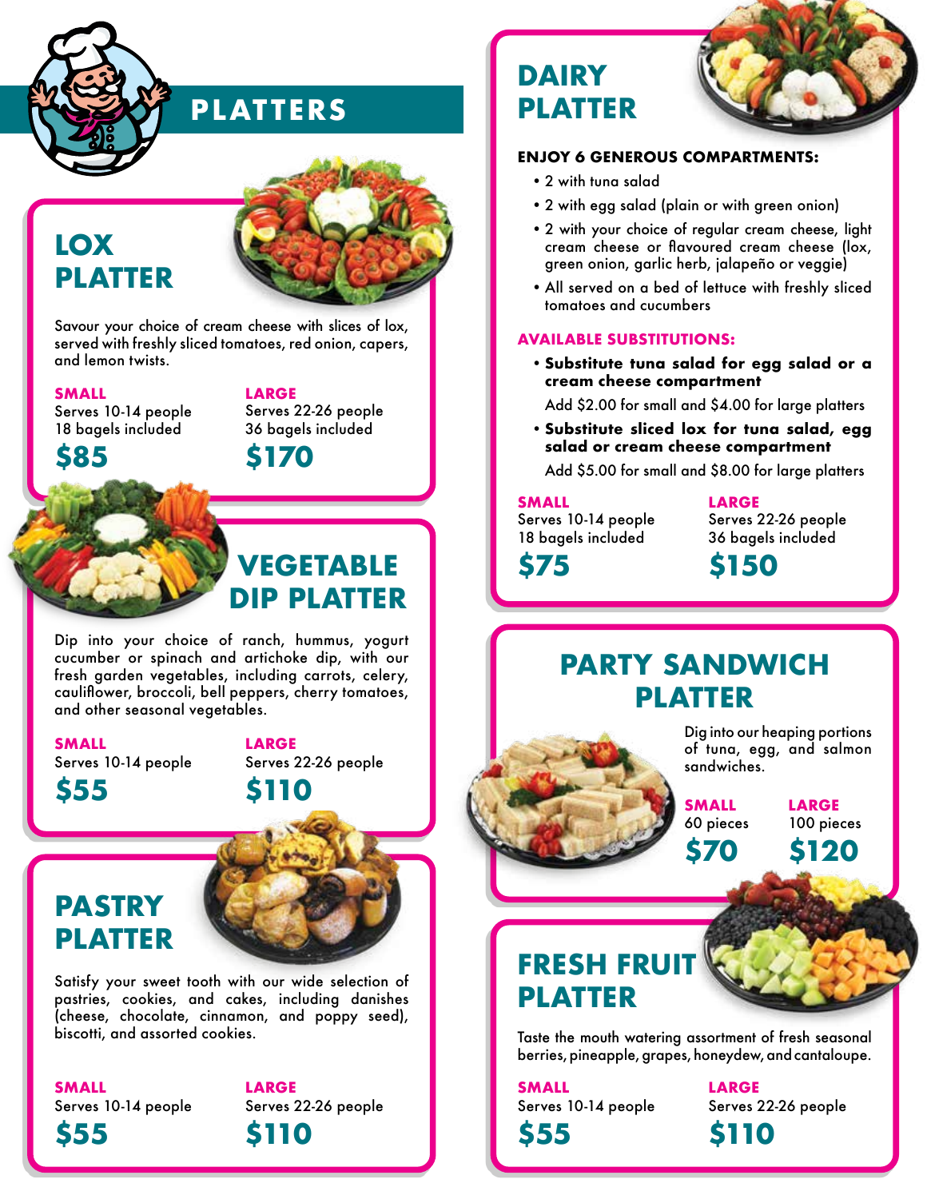# PLATTERS

## LOX PLATTER

Savour your choice of cream cheese with slices of lox, served with freshly sliced tomatoes, red onion, capers, and lemon twists.

**SMALL**
Serves 10-14 people
18 bagels included
**$85**

**LARGE**
Serves 22-26 people
36 bagels included
**$170**

## VEGETABLE DIP PLATTER

Dip into your choice of ranch, hummus, yogurt cucumber or spinach and artichoke dip, with our fresh garden vegetables, including carrots, celery, cauliflower, broccoli, bell peppers, cherry tomatoes, and other seasonal vegetables.

**SMALL**
Serves 10-14 people
**$55**

**LARGE**
Serves 22-26 people
**$110**

## PASTRY PLATTER

Satisfy your sweet tooth with our wide selection of pastries, cookies, and cakes, including danishes (cheese, chocolate, cinnamon, and poppy seed), biscotti, and assorted cookies.

**SMALL**
Serves 10-14 people
**$55**

**LARGE**
Serves 22-26 people
**$110**

## DAIRY PLATTER

**ENJOY 6 GENEROUS COMPARTMENTS:**

- 2 with tuna salad
- 2 with egg salad (plain or with green onion)
- 2 with your choice of regular cream cheese, light cream cheese or flavoured cream cheese (lox, green onion, garlic herb, jalapeño or veggie)
- All served on a bed of lettuce with freshly sliced tomatoes and cucumbers

**AVAILABLE SUBSTITUTIONS:**

- **Substitute tuna salad for egg salad or a cream cheese compartment**
  Add $2.00 for small and $4.00 for large platters
- **Substitute sliced lox for tuna salad, egg salad or cream cheese compartment**
  Add $5.00 for small and $8.00 for large platters

**SMALL**
Serves 10-14 people
18 bagels included
**$75**

**LARGE**
Serves 22-26 people
36 bagels included
**$150**

## PARTY SANDWICH PLATTER

Dig into our heaping portions of tuna, egg, and salmon sandwiches.

**SMALL**
60 pieces
**$70**

**LARGE**
100 pieces
**$120**

## FRESH FRUIT PLATTER

Taste the mouth watering assortment of fresh seasonal berries, pineapple, grapes, honeydew, and cantaloupe.

**SMALL**
Serves 10-14 people
**$55**

**LARGE**
Serves 22-26 people
**$110**